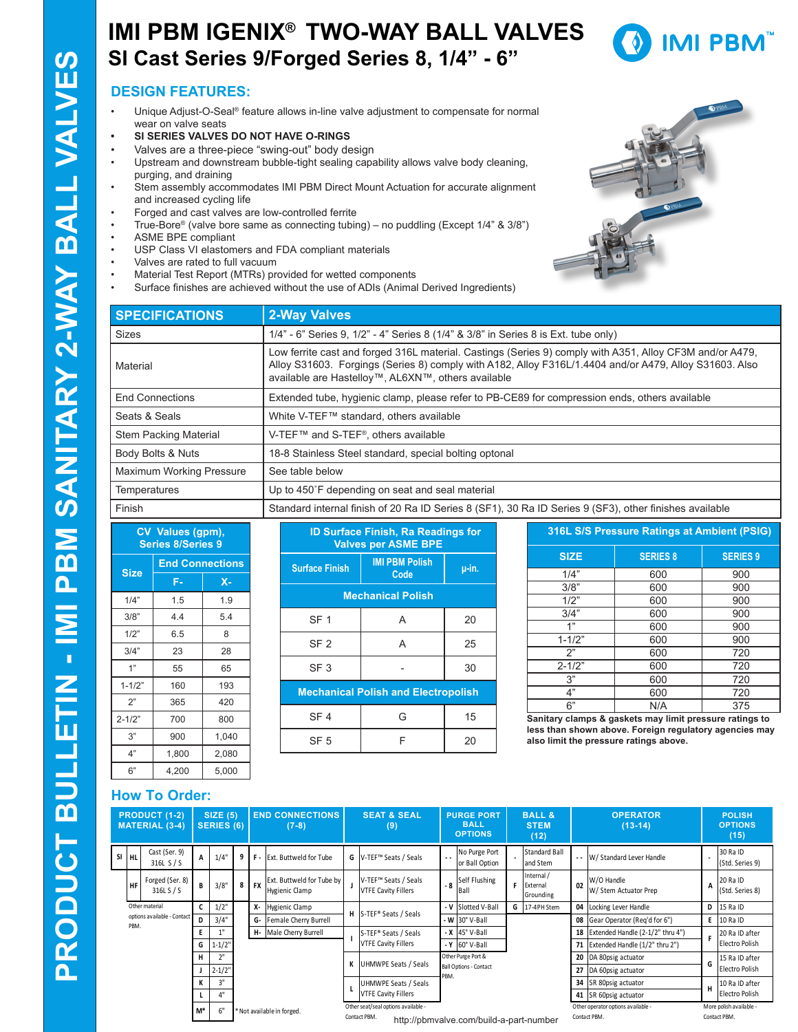# IMI PBM IGENIX® TWO-WAY BALL VALVES

## SI Cast Series 9/Forged Series 8, 1/4" - 6"

PRODUCT BULLETIN - IMI PBM SANITARY 2-WAY BALL VALVES

## DESIGN FEATURES:

- Unique Adjust-O-Seal® feature allows in-line valve adjustment to compensate for normal wear on valve seats
- **SI SERIES VALVES DO NOT HAVE O-RINGS**
- Valves are a three-piece "swing-out" body design
- Upstream and downstream bubble-tight sealing capability allows valve body cleaning, purging, and draining
- Stem assembly accommodates IMI PBM Direct Mount Actuation for accurate alignment and increased cycling life
- Forged and cast valves are low-controlled ferrite
- True-Bore® (valve bore same as connecting tubing) – no puddling (Except 1/4" & 3/8")
- ASME BPE compliant
- USP Class VI elastomers and FDA compliant materials
- Valves are rated to full vacuum
- Material Test Report (MTRs) provided for wetted components
- Surface finishes are achieved without the use of ADIs (Animal Derived Ingredients)

| SPECIFICATIONS | 2-Way Valves |
|---|---|
| Sizes | 1/4" - 6" Series 9, 1/2" - 4" Series 8 (1/4" & 3/8" in Series 8 is Ext. tube only) |
| Material | Low ferrite cast and forged 316L material. Castings (Series 9) comply with A351, Alloy CF3M and/or A479, Alloy S31603. Forgings (Series 8) comply with A182, Alloy F316L/1.4404 and/or A479, Alloy S31603. Also available are Hastelloy™, AL6XN™, others available |
| End Connections | Extended tube, hygienic clamp, please refer to PB-CE89 for compression ends, others available |
| Seats & Seals | White V-TEF™ standard, others available |
| Stem Packing Material | V-TEF™ and S-TEF®, others available |
| Body Bolts & Nuts | 18-8 Stainless Steel standard, special bolting optonal |
| Maximum Working Pressure | See table below |
| Temperatures | Up to 450˚F depending on seat and seal material |
| Finish | Standard internal finish of 20 Ra ID Series 8 (SF1), 30 Ra ID Series 9 (SF3), other finishes available |

| CV Values (gpm), Series 8/Series 9 | | |
|---|---|---|
| Size | End Connections | |
| | F- | X- |
| 1/4" | 1.5 | 1.9 |
| 3/8" | 4.4 | 5.4 |
| 1/2" | 6.5 | 8 |
| 3/4" | 23 | 28 |
| 1" | 55 | 65 |
| 1-1/2" | 160 | 193 |
| 2" | 365 | 420 |
| 2-1/2" | 700 | 800 |
| 3" | 900 | 1,040 |
| 4" | 1,800 | 2,080 |
| 6" | 4,200 | 5,000 |

| ID Surface Finish, Ra Readings for Valves per ASME BPE | | |
|---|---|---|
| Surface Finish | IMI PBM Polish Code | µ-in. |
| Mechanical Polish | | |
| SF 1 | A | 20 |
| SF 2 | A | 25 |
| SF 3 | - | 30 |
| Mechanical Polish and Electropolish | | |
| SF 4 | G | 15 |
| SF 5 | F | 20 |

| 316L S/S Pressure Ratings at Ambient (PSIG) | | |
|---|---|---|
| SIZE | SERIES 8 | SERIES 9 |
| 1/4" | 600 | 900 |
| 3/8" | 600 | 900 |
| 1/2" | 600 | 900 |
| 3/4" | 600 | 900 |
| 1" | 600 | 900 |
| 1-1/2" | 600 | 900 |
| 2" | 600 | 720 |
| 2-1/2" | 600 | 720 |
| 3" | 600 | 720 |
| 4" | 600 | 720 |
| 6" | N/A | 375 |

**Sanitary clamps & gaskets may limit pressure ratings to less than shown above. Foreign regulatory agencies may also limit the pressure ratings above.**

## How To Order:

| PRODUCT (1-2) MATERIAL (3-4) | | | SIZE (5) | | SERIES (6) | END CONNECTIONS (7-8) | | SEAT & SEAL (9) | | PURGE PORT BALL OPTIONS | | BALL & STEM (12) | | OPERATOR (13-14) | | POLISH OPTIONS (15) | |
|---|---|---|---|---|---|---|---|---|---|---|---|---|---|---|---|---|---|
| SI | HL | Cast (Ser. 9) 316L S / S | A | 1/4" | 9 | F - | Ext. Buttweld for Tube | G | V-TEF™ Seats / Seals | - - | No Purge Port or Ball Option | - | Standard Ball and Stem | - - | W/ Standard Lever Handle | - | 30 Ra ID (Std. Series 9) |
| | HF | Forged (Ser. 8) 316L S / S | B | 3/8" | 8 | FX | Ext. Buttweld for Tube by Hygienic Clamp | J | V-TEF™ Seats / Seals VTFE Cavity Fillers | - 8 | Self Flushing Ball | F | Internal / External Grounding | 02 | W/O Handle W/ Stem Actuator Prep | A | 20 Ra ID (Std. Series 8) |
| | | Other material options available - Contact PBM. | C | 1/2" | | X- | Hygienic Clamp | H | S-TEF® Seats / Seals | - V | Slotted V-Ball | G | 17-4PH Stem | 04 | Locking Lever Handle | D | 15 Ra ID |
| | | | D | 3/4" | | G- | Female Cherry Burrell | | | - W | 30° V-Ball | | | 08 | Gear Operator (Req'd for 6") | E | 10 Ra ID |
| | | | E | 1" | | H- | Male Cherry Burrell | I | S-TEF® Seats / Seals VTFE Cavity Fillers | - X | 45° V-Ball | | | 18 | Extended Handle (2-1/2" thru 4") | F | 20 Ra ID after Electro Polish |
| | | | G | 1-1/2" | | | | | | - Y | 60° V-Ball | | | 71 | Extended Handle (1/2" thru 2") | | |
| | | | H | 2" | | | | K | UHMWPE Seats / Seals | Other Purge Port & Ball Options - Contact PBM. | | | | 20 | DA 80psig actuator | G | 15 Ra ID after Electro Polish |
| | | | J | 2-1/2" | | | | | | | | | | 27 | DA 60psig actuator | | |
| | | | K | 3" | | | | L | UHMWPE Seats / Seals VTFE Cavity Fillers | | | | | 34 | SR 80psig actuator | H | 10 Ra ID after Electro Polish |
| | | | L | 4" | | | | | | | | | | 41 | SR 60psig actuator | | |
| | | | M* | 6" | | * Not available in forged. | | Other seat/seal options available - Contact PBM. | | | | | | Other operator options available - Contact PBM. | | More polish available - Contact PBM. | |

http://pbmvalve.com/build-a-part-number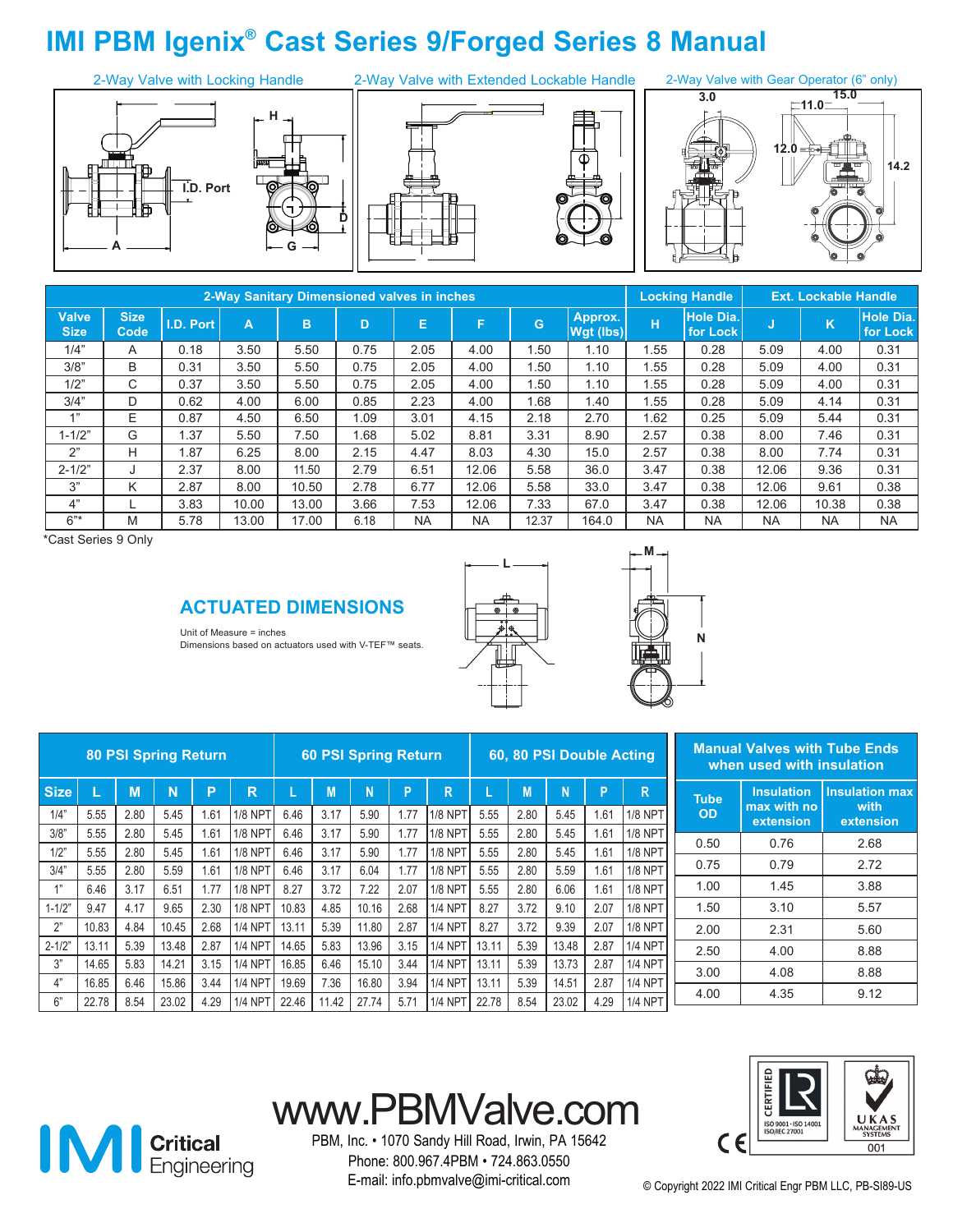# IMI PBM Igenix® Cast Series 9/Forged Series 8 Manual

2-Way Valve with Locking Handle

I.D. Port

H

D

A

G

2-Way Valve with Extended Lockable Handle

2-Way Valve with Gear Operator (6" only)

3.0

11.0

15.0

12.0

14.2

| 2-Way Sanitary Dimensioned valves in inches | | | | | | | | | | Locking Handle | | Ext. Lockable Handle | | |
|---|---|---|---|---|---|---|---|---|---|---|---|---|---|---|
| Valve Size | Size Code | I.D. Port | A | B | D | E | F | G | Approx. Wgt (lbs) | H | Hole Dia. for Lock | J | K | Hole Dia. for Lock |
| 1/4" | A | 0.18 | 3.50 | 5.50 | 0.75 | 2.05 | 4.00 | 1.50 | 1.10 | 1.55 | 0.28 | 5.09 | 4.00 | 0.31 |
| 3/8" | B | 0.31 | 3.50 | 5.50 | 0.75 | 2.05 | 4.00 | 1.50 | 1.10 | 1.55 | 0.28 | 5.09 | 4.00 | 0.31 |
| 1/2" | C | 0.37 | 3.50 | 5.50 | 0.75 | 2.05 | 4.00 | 1.50 | 1.10 | 1.55 | 0.28 | 5.09 | 4.00 | 0.31 |
| 3/4" | D | 0.62 | 4.00 | 6.00 | 0.85 | 2.23 | 4.00 | 1.68 | 1.40 | 1.55 | 0.28 | 5.09 | 4.14 | 0.31 |
| 1" | E | 0.87 | 4.50 | 6.50 | 1.09 | 3.01 | 4.15 | 2.18 | 2.70 | 1.62 | 0.25 | 5.09 | 5.44 | 0.31 |
| 1-1/2" | G | 1.37 | 5.50 | 7.50 | 1.68 | 5.02 | 8.81 | 3.31 | 8.90 | 2.57 | 0.38 | 8.00 | 7.46 | 0.31 |
| 2" | H | 1.87 | 6.25 | 8.00 | 2.15 | 4.47 | 8.03 | 4.30 | 15.0 | 2.57 | 0.38 | 8.00 | 7.74 | 0.31 |
| 2-1/2" | J | 2.37 | 8.00 | 11.50 | 2.79 | 6.51 | 12.06 | 5.58 | 36.0 | 3.47 | 0.38 | 12.06 | 9.36 | 0.31 |
| 3" | K | 2.87 | 8.00 | 10.50 | 2.78 | 6.77 | 12.06 | 5.58 | 33.0 | 3.47 | 0.38 | 12.06 | 9.61 | 0.38 |
| 4" | L | 3.83 | 10.00 | 13.00 | 3.66 | 7.53 | 12.06 | 7.33 | 67.0 | 3.47 | 0.38 | 12.06 | 10.38 | 0.38 |
| 6"* | M | 5.78 | 13.00 | 17.00 | 6.18 | NA | NA | 12.37 | 164.0 | NA | NA | NA | NA | NA |

*Cast Series 9 Only

## ACTUATED DIMENSIONS

Unit of Measure = inches
Dimensions based on actuators used with V-TEF™ seats.

L

M

N

| 80 PSI Spring Return | | | | | | 60 PSI Spring Return | | | | | 60, 80 PSI Double Acting | | | | |
|---|---|---|---|---|---|---|---|---|---|---|---|---|---|---|---|
| Size | L | M | N | P | R | L | M | N | P | R | L | M | N | P | R |
| 1/4" | 5.55 | 2.80 | 5.45 | 1.61 | 1/8 NPT | 6.46 | 3.17 | 5.90 | 1.77 | 1/8 NPT | 5.55 | 2.80 | 5.45 | 1.61 | 1/8 NPT |
| 3/8" | 5.55 | 2.80 | 5.45 | 1.61 | 1/8 NPT | 6.46 | 3.17 | 5.90 | 1.77 | 1/8 NPT | 5.55 | 2.80 | 5.45 | 1.61 | 1/8 NPT |
| 1/2" | 5.55 | 2.80 | 5.45 | 1.61 | 1/8 NPT | 6.46 | 3.17 | 5.90 | 1.77 | 1/8 NPT | 5.55 | 2.80 | 5.45 | 1.61 | 1/8 NPT |
| 3/4" | 5.55 | 2.80 | 5.59 | 1.61 | 1/8 NPT | 6.46 | 3.17 | 6.04 | 1.77 | 1/8 NPT | 5.55 | 2.80 | 5.59 | 1.61 | 1/8 NPT |
| 1" | 6.46 | 3.17 | 6.51 | 1.77 | 1/8 NPT | 8.27 | 3.72 | 7.22 | 2.07 | 1/8 NPT | 5.55 | 2.80 | 6.06 | 1.61 | 1/8 NPT |
| 1-1/2" | 9.47 | 4.17 | 9.65 | 2.30 | 1/8 NPT | 10.83 | 4.85 | 10.16 | 2.68 | 1/4 NPT | 8.27 | 3.72 | 9.10 | 2.07 | 1/8 NPT |
| 2" | 10.83 | 4.84 | 10.45 | 2.68 | 1/4 NPT | 13.11 | 5.39 | 11.80 | 2.87 | 1/4 NPT | 8.27 | 3.72 | 9.39 | 2.07 | 1/8 NPT |
| 2-1/2" | 13.11 | 5.39 | 13.48 | 2.87 | 1/4 NPT | 14.65 | 5.83 | 13.96 | 3.15 | 1/4 NPT | 13.11 | 5.39 | 13.48 | 2.87 | 1/4 NPT |
| 3" | 14.65 | 5.83 | 14.21 | 3.15 | 1/4 NPT | 16.85 | 6.46 | 15.10 | 3.44 | 1/4 NPT | 13.11 | 5.39 | 13.73 | 2.87 | 1/4 NPT |
| 4" | 16.85 | 6.46 | 15.86 | 3.44 | 1/4 NPT | 19.69 | 7.36 | 16.80 | 3.94 | 1/4 NPT | 13.11 | 5.39 | 14.51 | 2.87 | 1/4 NPT |
| 6" | 22.78 | 8.54 | 23.02 | 4.29 | 1/4 NPT | 22.46 | 11.42 | 27.74 | 5.71 | 1/4 NPT | 22.78 | 8.54 | 23.02 | 4.29 | 1/4 NPT |

| Manual Valves with Tube Ends when used with insulation | | |
|---|---|---|
| Tube OD | Insulation max with no extension | Insulation max with extension |
| 0.50 | 0.76 | 2.68 |
| 0.75 | 0.79 | 2.72 |
| 1.00 | 1.45 | 3.88 |
| 1.50 | 3.10 | 5.57 |
| 2.00 | 2.31 | 5.60 |
| 2.50 | 4.00 | 8.88 |
| 3.00 | 4.08 | 8.88 |
| 4.00 | 4.35 | 9.12 |

IMI Critical Engineering

www.PBMValve.com

PBM, Inc. • 1070 Sandy Hill Road, Irwin, PA 15642
Phone: 800.967.4PBM • 724.863.0550
E-mail: info.pbmvalve@imi-critical.com

CERTIFIED ISO 9001 · ISO 14001 ISO/IEC 27001

UKAS MANAGEMENT SYSTEMS 001

© Copyright 2022 IMI Critical Engr PBM LLC, PB-SI89-US